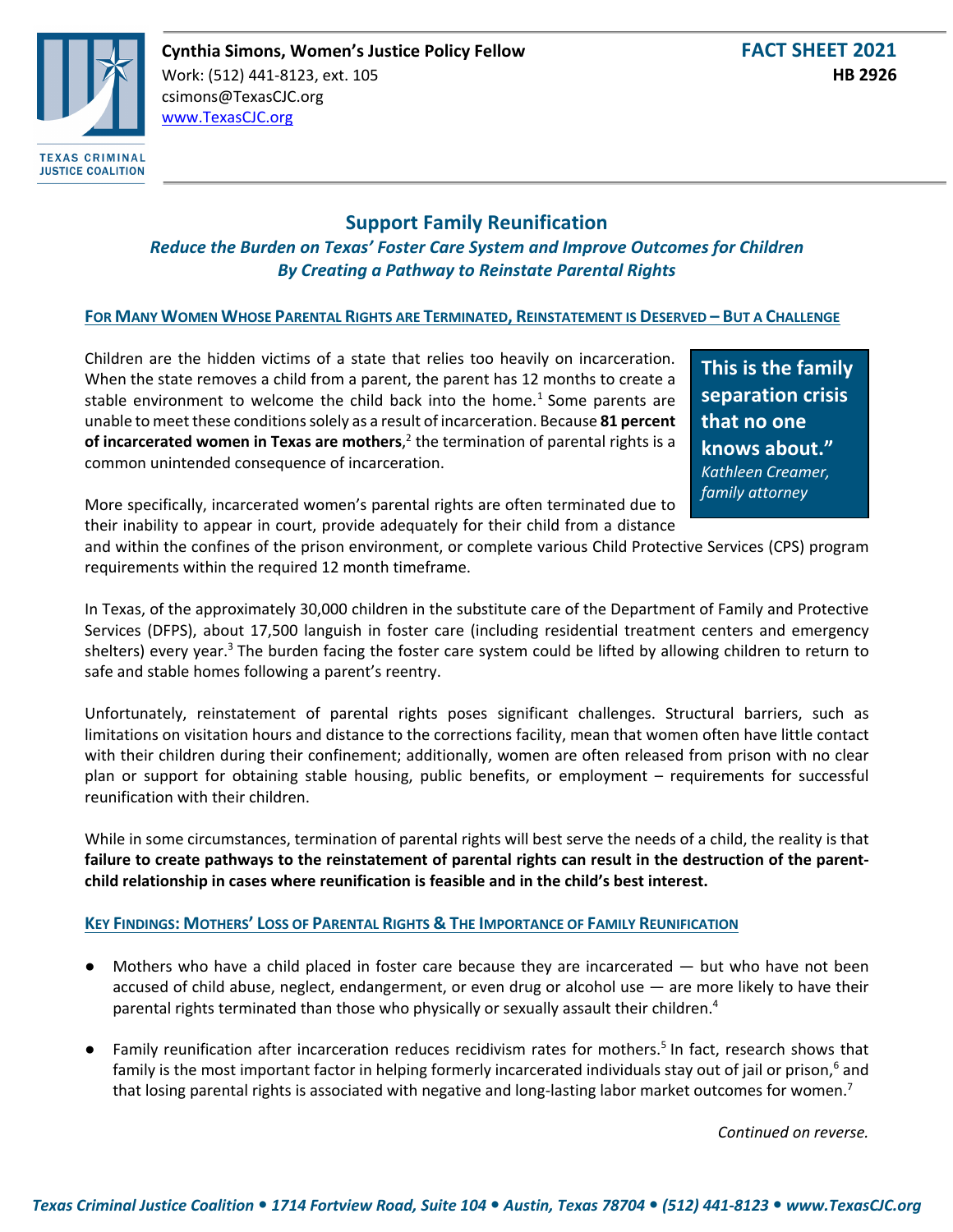**Cynthia Simons, Women's Justice Policy Fellow**
Work: (512) 441-8123, ext. 105
csimons@TexasCJC.org
www.TexasCJC.org

**FACT SHEET 2021**
**HB 2926**

# Support Family Reunification

*Reduce the Burden on Texas' Foster Care System and Improve Outcomes for Children*
*By Creating a Pathway to Reinstate Parental Rights*

## For Many Women Whose Parental Rights are Terminated, Reinstatement is Deserved – But a Challenge

Children are the hidden victims of a state that relies too heavily on incarceration. When the state removes a child from a parent, the parent has 12 months to create a stable environment to welcome the child back into the home.[1] Some parents are unable to meet these conditions solely as a result of incarceration. Because **81 percent of incarcerated women in Texas are mothers**,[2] the termination of parental rights is a common unintended consequence of incarceration.

> **This is the family separation crisis that no one knows about."**
> *Kathleen Creamer, family attorney*

More specifically, incarcerated women's parental rights are often terminated due to their inability to appear in court, provide adequately for their child from a distance and within the confines of the prison environment, or complete various Child Protective Services (CPS) program requirements within the required 12 month timeframe.

In Texas, of the approximately 30,000 children in the substitute care of the Department of Family and Protective Services (DFPS), about 17,500 languish in foster care (including residential treatment centers and emergency shelters) every year.[3] The burden facing the foster care system could be lifted by allowing children to return to safe and stable homes following a parent's reentry.

Unfortunately, reinstatement of parental rights poses significant challenges. Structural barriers, such as limitations on visitation hours and distance to the corrections facility, mean that women often have little contact with their children during their confinement; additionally, women are often released from prison with no clear plan or support for obtaining stable housing, public benefits, or employment – requirements for successful reunification with their children.

While in some circumstances, termination of parental rights will best serve the needs of a child, the reality is that **failure to create pathways to the reinstatement of parental rights can result in the destruction of the parent-child relationship in cases where reunification is feasible and in the child's best interest.**

## Key Findings: Mothers' Loss of Parental Rights & The Importance of Family Reunification

- Mothers who have a child placed in foster care because they are incarcerated — but who have not been accused of child abuse, neglect, endangerment, or even drug or alcohol use — are more likely to have their parental rights terminated than those who physically or sexually assault their children.[4]
- Family reunification after incarceration reduces recidivism rates for mothers.[5] In fact, research shows that family is the most important factor in helping formerly incarcerated individuals stay out of jail or prison,[6] and that losing parental rights is associated with negative and long-lasting labor market outcomes for women.[7]

*Continued on reverse.*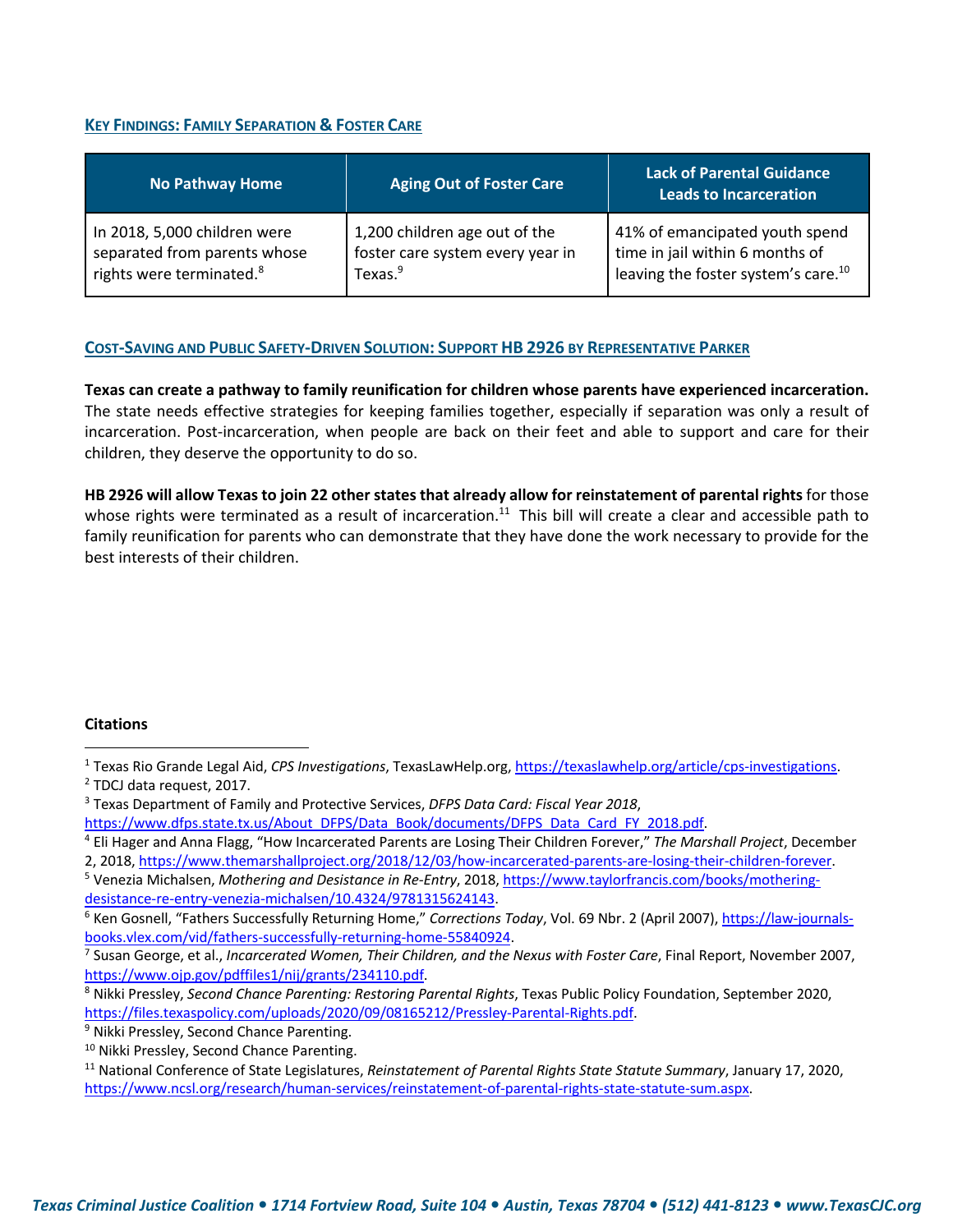## KEY FINDINGS: FAMILY SEPARATION & FOSTER CARE

| No Pathway Home | Aging Out of Foster Care | Lack of Parental Guidance Leads to Incarceration |
|---|---|---|
| In 2018, 5,000 children were separated from parents whose rights were terminated.[8] | 1,200 children age out of the foster care system every year in Texas.[9] | 41% of emancipated youth spend time in jail within 6 months of leaving the foster system's care.[10] |

## COST-SAVING AND PUBLIC SAFETY-DRIVEN SOLUTION: SUPPORT HB 2926 BY REPRESENTATIVE PARKER

**Texas can create a pathway to family reunification for children whose parents have experienced incarceration.** The state needs effective strategies for keeping families together, especially if separation was only a result of incarceration. Post-incarceration, when people are back on their feet and able to support and care for their children, they deserve the opportunity to do so.

**HB 2926 will allow Texas to join 22 other states that already allow for reinstatement of parental rights** for those whose rights were terminated as a result of incarceration.[11] This bill will create a clear and accessible path to family reunification for parents who can demonstrate that they have done the work necessary to provide for the best interests of their children.

**Citations**

[1] Texas Rio Grande Legal Aid, *CPS Investigations*, TexasLawHelp.org, https://texaslawhelp.org/article/cps-investigations.

[2] TDCJ data request, 2017.

[3] Texas Department of Family and Protective Services, *DFPS Data Card: Fiscal Year 2018*, https://www.dfps.state.tx.us/About_DFPS/Data_Book/documents/DFPS_Data_Card_FY_2018.pdf.

[4] Eli Hager and Anna Flagg, "How Incarcerated Parents are Losing Their Children Forever," *The Marshall Project*, December 2, 2018, https://www.themarshallproject.org/2018/12/03/how-incarcerated-parents-are-losing-their-children-forever.

[5] Venezia Michalsen, *Mothering and Desistance in Re-Entry*, 2018, https://www.taylorfrancis.com/books/mothering-desistance-re-entry-venezia-michalsen/10.4324/9781315624143.

[6] Ken Gosnell, "Fathers Successfully Returning Home," *Corrections Today*, Vol. 69 Nbr. 2 (April 2007), https://law-journals-books.vlex.com/vid/fathers-successfully-returning-home-55840924.

[7] Susan George, et al., *Incarcerated Women, Their Children, and the Nexus with Foster Care*, Final Report, November 2007, https://www.ojp.gov/pdffiles1/nij/grants/234110.pdf.

[8] Nikki Pressley, *Second Chance Parenting: Restoring Parental Rights*, Texas Public Policy Foundation, September 2020, https://files.texaspolicy.com/uploads/2020/09/08165212/Pressley-Parental-Rights.pdf.

[9] Nikki Pressley, Second Chance Parenting.

[10] Nikki Pressley, Second Chance Parenting.

[11] National Conference of State Legislatures, *Reinstatement of Parental Rights State Statute Summary*, January 17, 2020, https://www.ncsl.org/research/human-services/reinstatement-of-parental-rights-state-statute-sum.aspx.